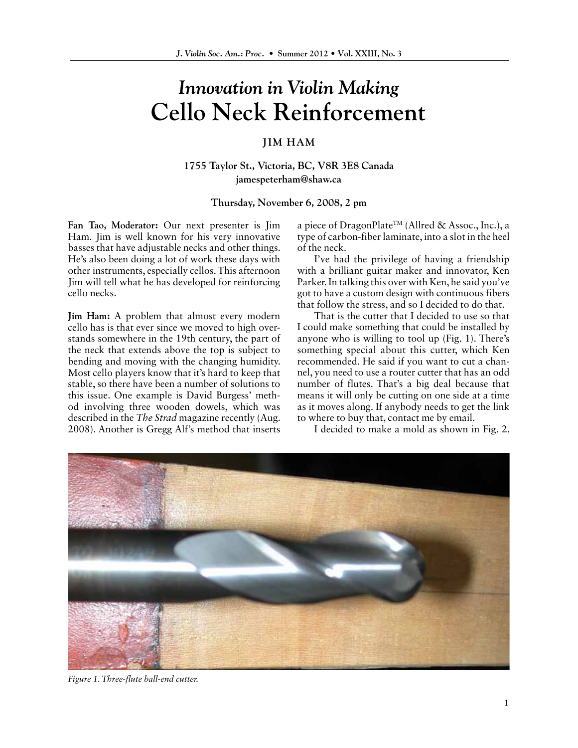# *Innovation in Violin Making*
# Cello Neck Reinforcement

### JIM HAM

**1755 Taylor St., Victoria, BC, V8R 3E8 Canada**
**jamespeterham@shaw.ca**

**Thursday, November 6, 2008, 2 pm**

**Fan Tao, Moderator:** Our next presenter is Jim Ham. Jim is well known for his very innovative basses that have adjustable necks and other things. He's also been doing a lot of work these days with other instruments, especially cellos. This afternoon Jim will tell what he has developed for reinforcing cello necks.

**Jim Ham:** A problem that almost every modern cello has is that ever since we moved to high overstands somewhere in the 19th century, the part of the neck that extends above the top is subject to bending and moving with the changing humidity. Most cello players know that it's hard to keep that stable, so there have been a number of solutions to this issue. One example is David Burgess' method involving three wooden dowels, which was described in the *The Strad* magazine recently (Aug. 2008). Another is Gregg Alf's method that inserts a piece of DragonPlate™ (Allred & Assoc., Inc.), a type of carbon-fiber laminate, into a slot in the heel of the neck.

I've had the privilege of having a friendship with a brilliant guitar maker and innovator, Ken Parker. In talking this over with Ken, he said you've got to have a custom design with continuous fibers that follow the stress, and so I decided to do that.

That is the cutter that I decided to use so that I could make something that could be installed by anyone who is willing to tool up (Fig. 1). There's something special about this cutter, which Ken recommended. He said if you want to cut a channel, you need to use a router cutter that has an odd number of flutes. That's a big deal because that means it will only be cutting on one side at a time as it moves along. If anybody needs to get the link to where to buy that, contact me by email.

I decided to make a mold as shown in Fig. 2.

*Figure 1. Three-flute ball-end cutter.*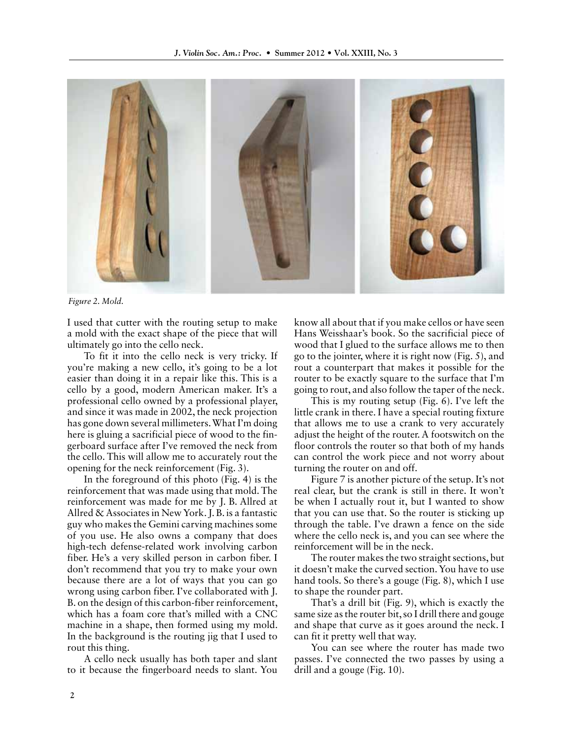*Figure 2. Mold.*

I used that cutter with the routing setup to make a mold with the exact shape of the piece that will ultimately go into the cello neck.

To fit it into the cello neck is very tricky. If you're making a new cello, it's going to be a lot easier than doing it in a repair like this. This is a cello by a good, modern American maker. It's a professional cello owned by a professional player, and since it was made in 2002, the neck projection has gone down several millimeters. What I'm doing here is gluing a sacrificial piece of wood to the fingerboard surface after I've removed the neck from the cello. This will allow me to accurately rout the opening for the neck reinforcement (Fig. 3).

In the foreground of this photo (Fig. 4) is the reinforcement that was made using that mold. The reinforcement was made for me by J. B. Allred at Allred & Associates in New York. J. B. is a fantastic guy who makes the Gemini carving machines some of you use. He also owns a company that does high-tech defense-related work involving carbon fiber. He's a very skilled person in carbon fiber. I don't recommend that you try to make your own because there are a lot of ways that you can go wrong using carbon fiber. I've collaborated with J. B. on the design of this carbon-fiber reinforcement, which has a foam core that's milled with a CNC machine in a shape, then formed using my mold. In the background is the routing jig that I used to rout this thing.

A cello neck usually has both taper and slant to it because the fingerboard needs to slant. You know all about that if you make cellos or have seen Hans Weisshaar's book. So the sacrificial piece of wood that I glued to the surface allows me to then go to the jointer, where it is right now (Fig. 5), and rout a counterpart that makes it possible for the router to be exactly square to the surface that I'm going to rout, and also follow the taper of the neck.

This is my routing setup (Fig. 6). I've left the little crank in there. I have a special routing fixture that allows me to use a crank to very accurately adjust the height of the router. A footswitch on the floor controls the router so that both of my hands can control the work piece and not worry about turning the router on and off.

Figure 7 is another picture of the setup. It's not real clear, but the crank is still in there. It won't be when I actually rout it, but I wanted to show that you can use that. So the router is sticking up through the table. I've drawn a fence on the side where the cello neck is, and you can see where the reinforcement will be in the neck.

The router makes the two straight sections, but it doesn't make the curved section. You have to use hand tools. So there's a gouge (Fig. 8), which I use to shape the rounder part.

That's a drill bit (Fig. 9), which is exactly the same size as the router bit, so I drill there and gouge and shape that curve as it goes around the neck. I can fit it pretty well that way.

You can see where the router has made two passes. I've connected the two passes by using a drill and a gouge (Fig. 10).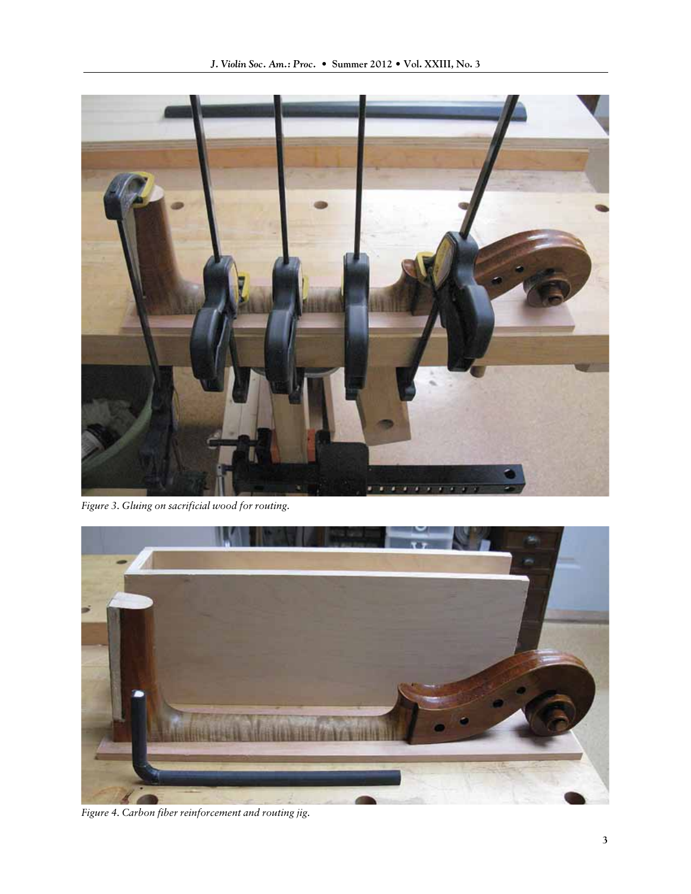*Figure 3. Gluing on sacrificial wood for routing.*

*Figure 4. Carbon fiber reinforcement and routing jig.*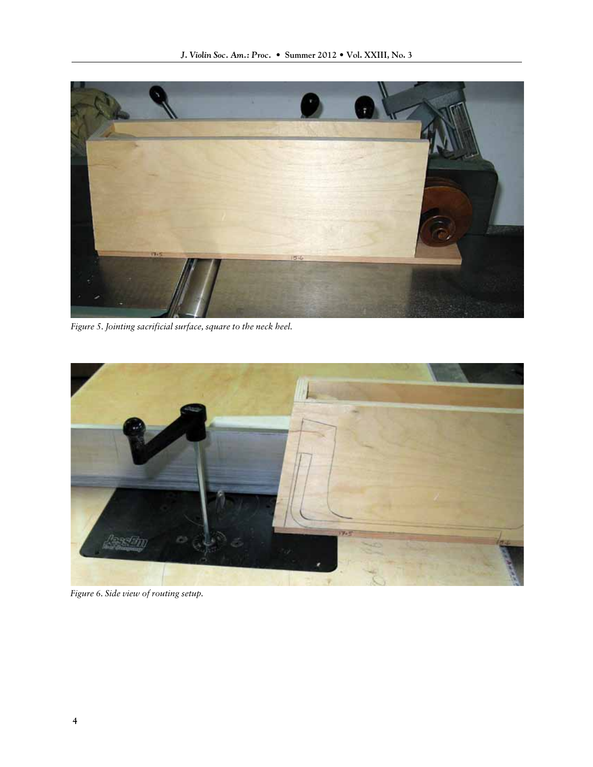*Figure 5. Jointing sacrificial surface, square to the neck heel.*

*Figure 6. Side view of routing setup.*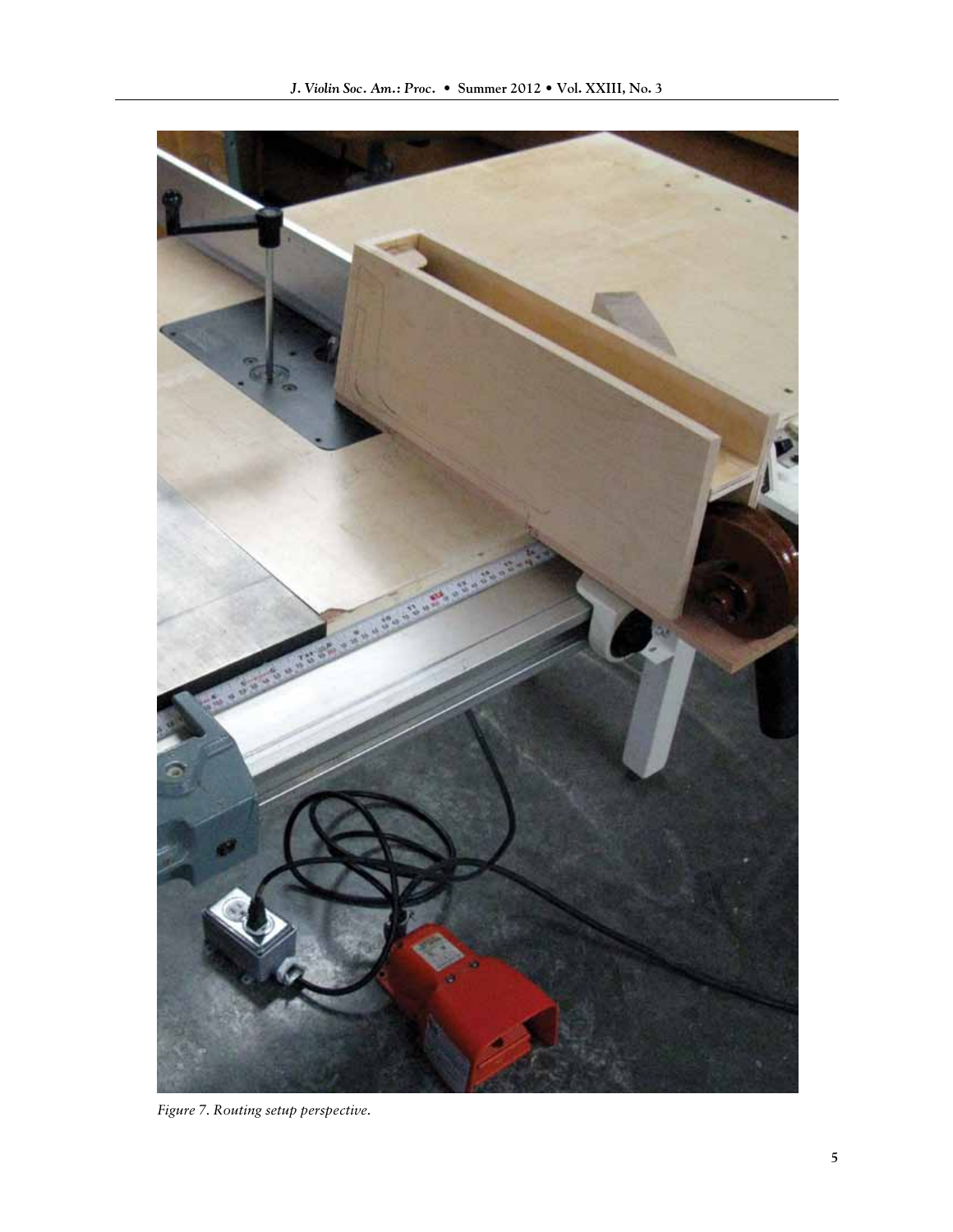*Figure 7. Routing setup perspective.*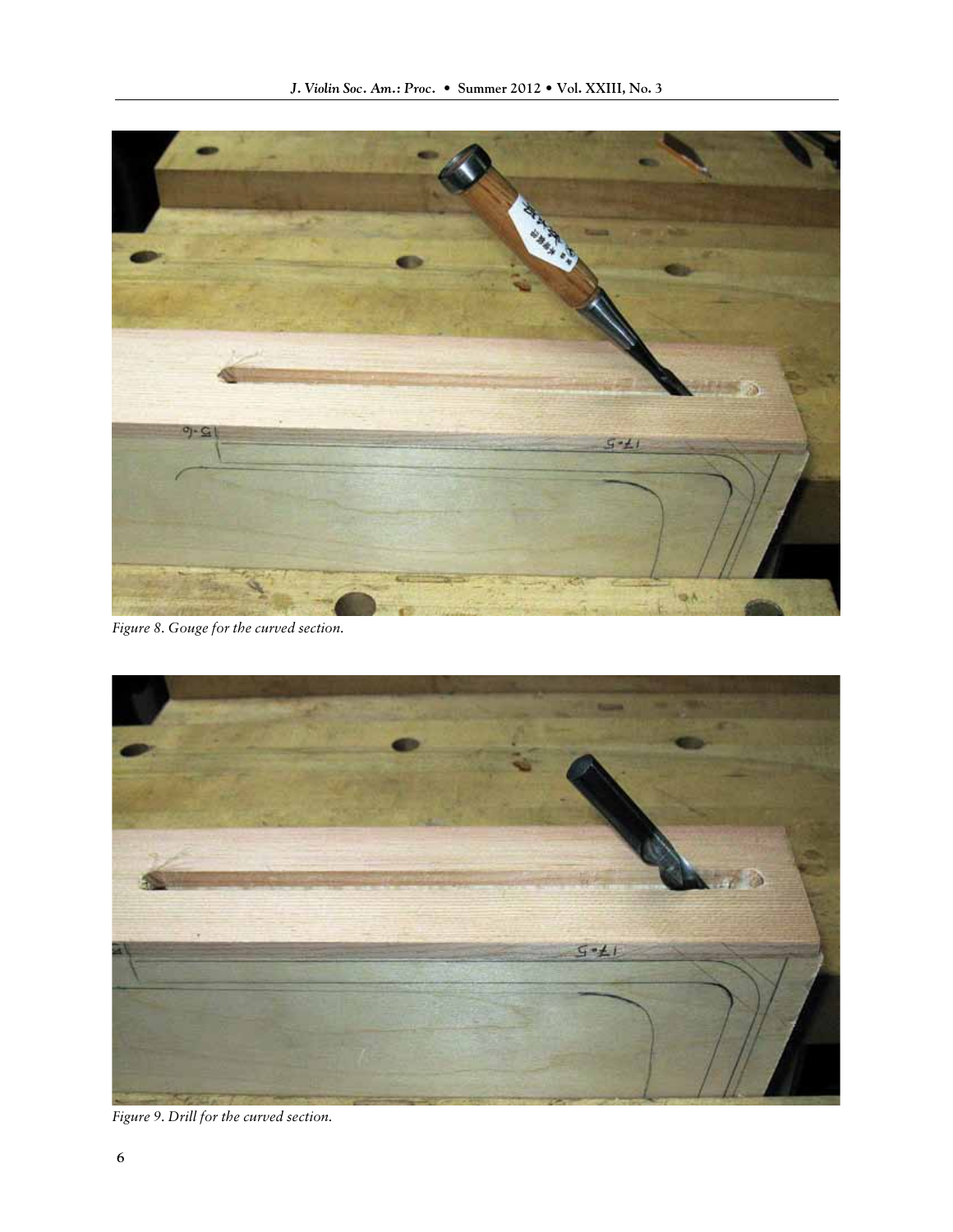Figure 8. Gouge for the curved section.

Figure 9. Drill for the curved section.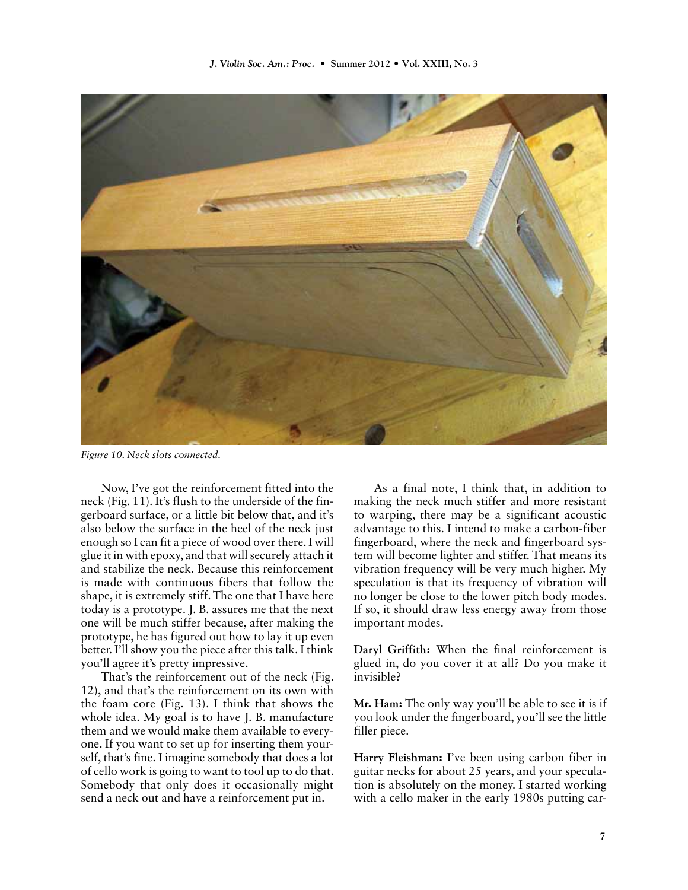*Figure 10. Neck slots connected.*

Now, I've got the reinforcement fitted into the neck (Fig. 11). It's flush to the underside of the fingerboard surface, or a little bit below that, and it's also below the surface in the heel of the neck just enough so I can fit a piece of wood over there. I will glue it in with epoxy, and that will securely attach it and stabilize the neck. Because this reinforcement is made with continuous fibers that follow the shape, it is extremely stiff. The one that I have here today is a prototype. J. B. assures me that the next one will be much stiffer because, after making the prototype, he has figured out how to lay it up even better. I'll show you the piece after this talk. I think you'll agree it's pretty impressive.

That's the reinforcement out of the neck (Fig. 12), and that's the reinforcement on its own with the foam core (Fig. 13). I think that shows the whole idea. My goal is to have J. B. manufacture them and we would make them available to everyone. If you want to set up for inserting them yourself, that's fine. I imagine somebody that does a lot of cello work is going to want to tool up to do that. Somebody that only does it occasionally might send a neck out and have a reinforcement put in.

As a final note, I think that, in addition to making the neck much stiffer and more resistant to warping, there may be a significant acoustic advantage to this. I intend to make a carbon-fiber fingerboard, where the neck and fingerboard system will become lighter and stiffer. That means its vibration frequency will be very much higher. My speculation is that its frequency of vibration will no longer be close to the lower pitch body modes. If so, it should draw less energy away from those important modes.

**Daryl Griffith:** When the final reinforcement is glued in, do you cover it at all? Do you make it invisible?

**Mr. Ham:** The only way you'll be able to see it is if you look under the fingerboard, you'll see the little filler piece.

**Harry Fleishman:** I've been using carbon fiber in guitar necks for about 25 years, and your speculation is absolutely on the money. I started working with a cello maker in the early 1980s putting car-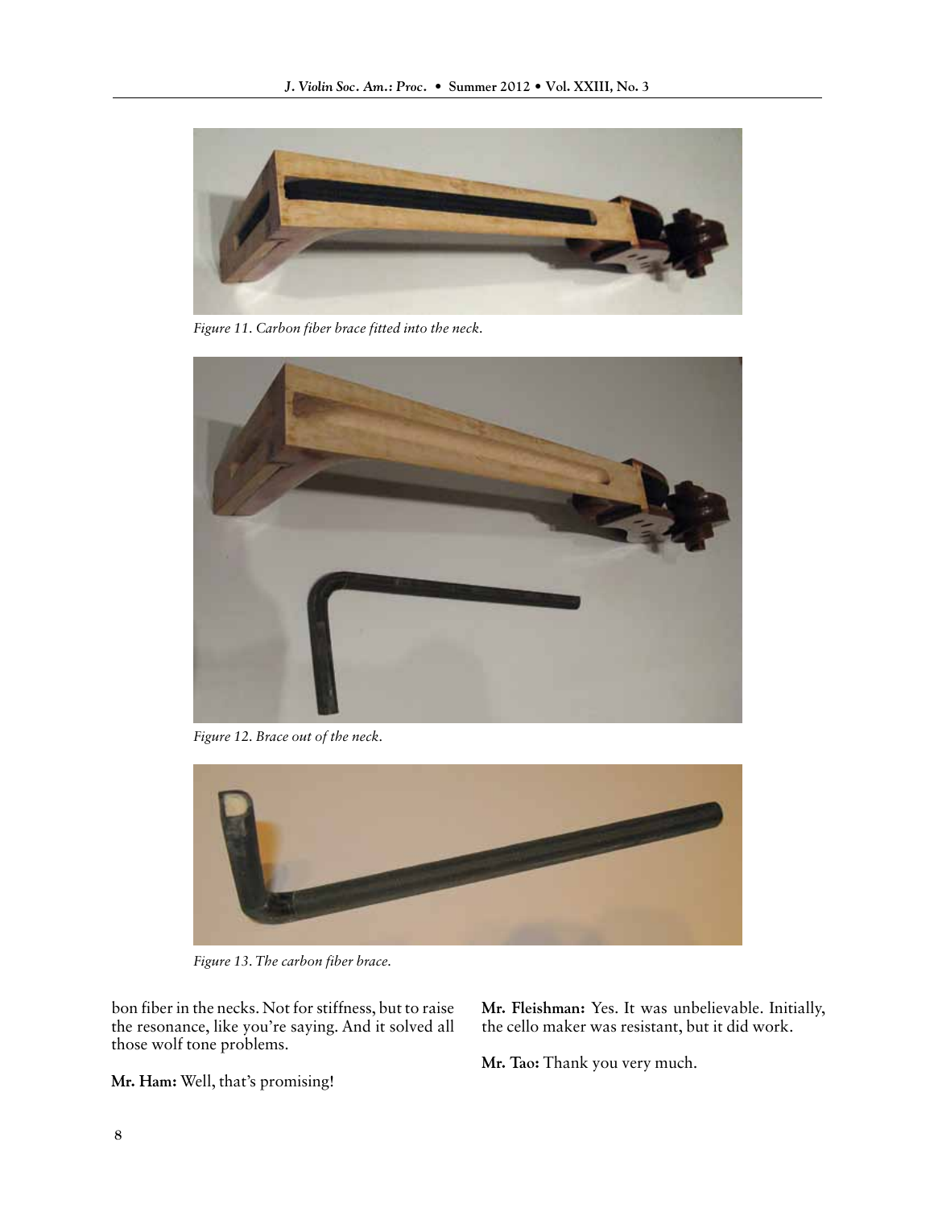Figure 11. Carbon fiber brace fitted into the neck.

Figure 12. Brace out of the neck.

Figure 13. The carbon fiber brace.

bon fiber in the necks. Not for stiffness, but to raise the resonance, like you're saying. And it solved all those wolf tone problems.

**Mr. Ham:** Well, that's promising!

**Mr. Fleishman:** Yes. It was unbelievable. Initially, the cello maker was resistant, but it did work.

**Mr. Tao:** Thank you very much.